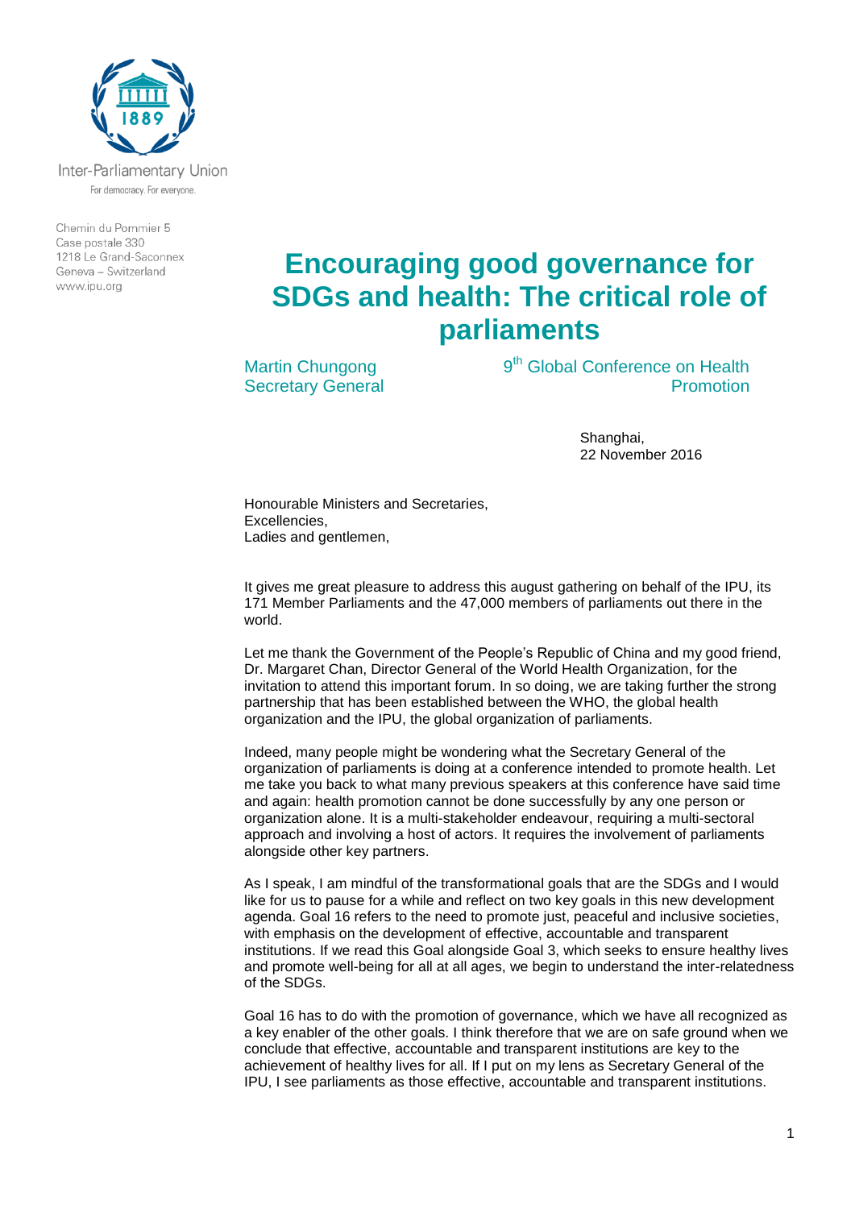Inter-Parliamentary Union

For democracy. For everyone.

Chemin du Pommier 5
Case postale 330
1218 Le Grand-Saconnex
Geneva – Switzerland
www.ipu.org

# Encouraging good governance for SDGs and health: The critical role of parliaments

Martin Chungong
Secretary General

9th Global Conference on Health Promotion

Shanghai,
22 November 2016

Honourable Ministers and Secretaries,
Excellencies,
Ladies and gentlemen,

It gives me great pleasure to address this august gathering on behalf of the IPU, its 171 Member Parliaments and the 47,000 members of parliaments out there in the world.

Let me thank the Government of the People's Republic of China and my good friend, Dr. Margaret Chan, Director General of the World Health Organization, for the invitation to attend this important forum. In so doing, we are taking further the strong partnership that has been established between the WHO, the global health organization and the IPU, the global organization of parliaments.

Indeed, many people might be wondering what the Secretary General of the organization of parliaments is doing at a conference intended to promote health. Let me take you back to what many previous speakers at this conference have said time and again: health promotion cannot be done successfully by any one person or organization alone. It is a multi-stakeholder endeavour, requiring a multi-sectoral approach and involving a host of actors. It requires the involvement of parliaments alongside other key partners.

As I speak, I am mindful of the transformational goals that are the SDGs and I would like for us to pause for a while and reflect on two key goals in this new development agenda. Goal 16 refers to the need to promote just, peaceful and inclusive societies, with emphasis on the development of effective, accountable and transparent institutions. If we read this Goal alongside Goal 3, which seeks to ensure healthy lives and promote well-being for all at all ages, we begin to understand the inter-relatedness of the SDGs.

Goal 16 has to do with the promotion of governance, which we have all recognized as a key enabler of the other goals. I think therefore that we are on safe ground when we conclude that effective, accountable and transparent institutions are key to the achievement of healthy lives for all. If I put on my lens as Secretary General of the IPU, I see parliaments as those effective, accountable and transparent institutions.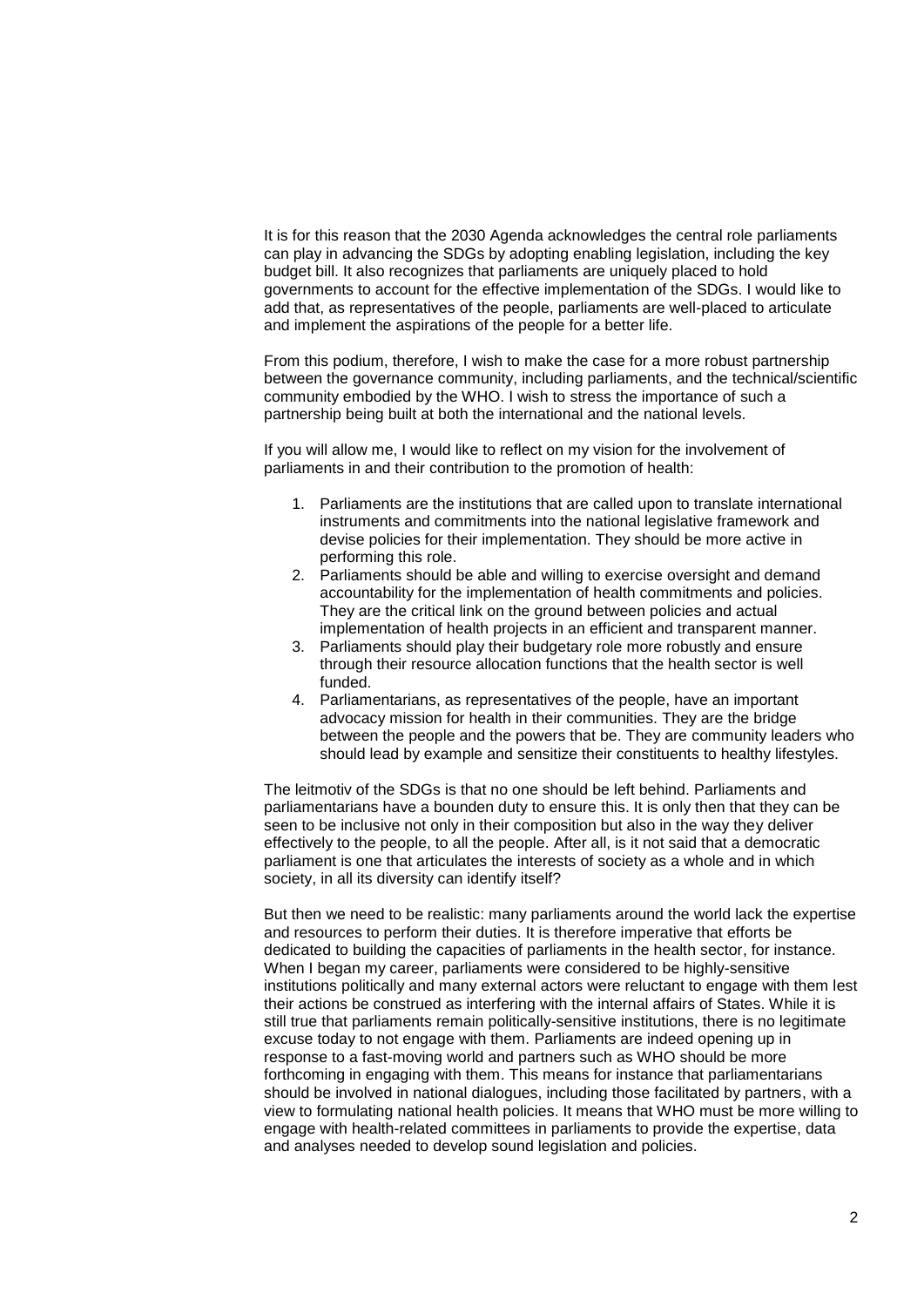It is for this reason that the 2030 Agenda acknowledges the central role parliaments can play in advancing the SDGs by adopting enabling legislation, including the key budget bill. It also recognizes that parliaments are uniquely placed to hold governments to account for the effective implementation of the SDGs. I would like to add that, as representatives of the people, parliaments are well-placed to articulate and implement the aspirations of the people for a better life.

From this podium, therefore, I wish to make the case for a more robust partnership between the governance community, including parliaments, and the technical/scientific community embodied by the WHO. I wish to stress the importance of such a partnership being built at both the international and the national levels.

If you will allow me, I would like to reflect on my vision for the involvement of parliaments in and their contribution to the promotion of health:

1. Parliaments are the institutions that are called upon to translate international instruments and commitments into the national legislative framework and devise policies for their implementation. They should be more active in performing this role.
2. Parliaments should be able and willing to exercise oversight and demand accountability for the implementation of health commitments and policies. They are the critical link on the ground between policies and actual implementation of health projects in an efficient and transparent manner.
3. Parliaments should play their budgetary role more robustly and ensure through their resource allocation functions that the health sector is well funded.
4. Parliamentarians, as representatives of the people, have an important advocacy mission for health in their communities. They are the bridge between the people and the powers that be. They are community leaders who should lead by example and sensitize their constituents to healthy lifestyles.

The leitmotiv of the SDGs is that no one should be left behind. Parliaments and parliamentarians have a bounden duty to ensure this. It is only then that they can be seen to be inclusive not only in their composition but also in the way they deliver effectively to the people, to all the people. After all, is it not said that a democratic parliament is one that articulates the interests of society as a whole and in which society, in all its diversity can identify itself?

But then we need to be realistic: many parliaments around the world lack the expertise and resources to perform their duties. It is therefore imperative that efforts be dedicated to building the capacities of parliaments in the health sector, for instance. When I began my career, parliaments were considered to be highly-sensitive institutions politically and many external actors were reluctant to engage with them lest their actions be construed as interfering with the internal affairs of States. While it is still true that parliaments remain politically-sensitive institutions, there is no legitimate excuse today to not engage with them. Parliaments are indeed opening up in response to a fast-moving world and partners such as WHO should be more forthcoming in engaging with them. This means for instance that parliamentarians should be involved in national dialogues, including those facilitated by partners, with a view to formulating national health policies. It means that WHO must be more willing to engage with health-related committees in parliaments to provide the expertise, data and analyses needed to develop sound legislation and policies.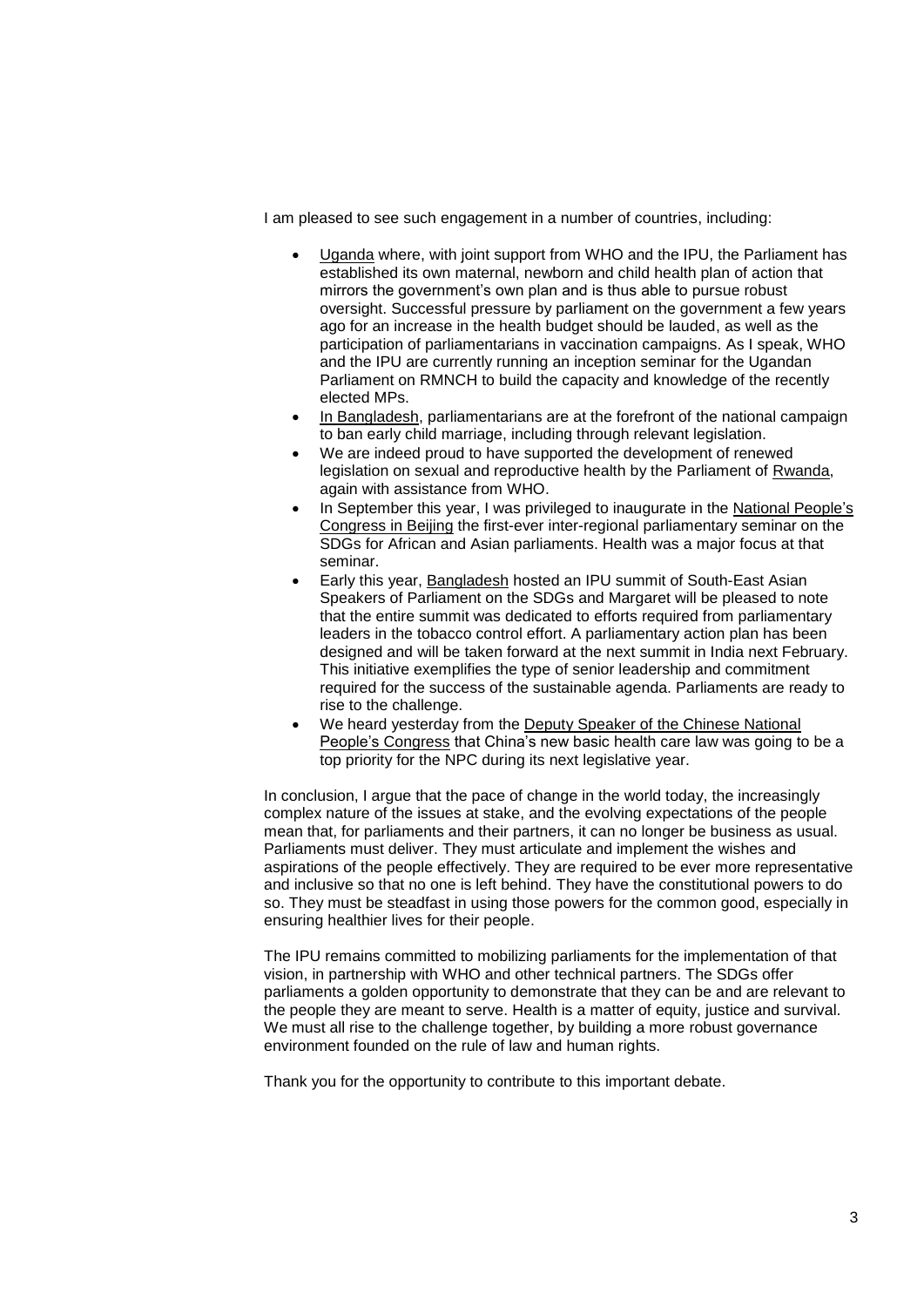I am pleased to see such engagement in a number of countries, including:

- Uganda where, with joint support from WHO and the IPU, the Parliament has established its own maternal, newborn and child health plan of action that mirrors the government's own plan and is thus able to pursue robust oversight. Successful pressure by parliament on the government a few years ago for an increase in the health budget should be lauded, as well as the participation of parliamentarians in vaccination campaigns. As I speak, WHO and the IPU are currently running an inception seminar for the Ugandan Parliament on RMNCH to build the capacity and knowledge of the recently elected MPs.
- In Bangladesh, parliamentarians are at the forefront of the national campaign to ban early child marriage, including through relevant legislation.
- We are indeed proud to have supported the development of renewed legislation on sexual and reproductive health by the Parliament of Rwanda, again with assistance from WHO.
- In September this year, I was privileged to inaugurate in the National People's Congress in Beijing the first-ever inter-regional parliamentary seminar on the SDGs for African and Asian parliaments. Health was a major focus at that seminar.
- Early this year, Bangladesh hosted an IPU summit of South-East Asian Speakers of Parliament on the SDGs and Margaret will be pleased to note that the entire summit was dedicated to efforts required from parliamentary leaders in the tobacco control effort. A parliamentary action plan has been designed and will be taken forward at the next summit in India next February. This initiative exemplifies the type of senior leadership and commitment required for the success of the sustainable agenda. Parliaments are ready to rise to the challenge.
- We heard yesterday from the Deputy Speaker of the Chinese National People's Congress that China's new basic health care law was going to be a top priority for the NPC during its next legislative year.

In conclusion, I argue that the pace of change in the world today, the increasingly complex nature of the issues at stake, and the evolving expectations of the people mean that, for parliaments and their partners, it can no longer be business as usual. Parliaments must deliver. They must articulate and implement the wishes and aspirations of the people effectively. They are required to be ever more representative and inclusive so that no one is left behind. They have the constitutional powers to do so. They must be steadfast in using those powers for the common good, especially in ensuring healthier lives for their people.

The IPU remains committed to mobilizing parliaments for the implementation of that vision, in partnership with WHO and other technical partners. The SDGs offer parliaments a golden opportunity to demonstrate that they can be and are relevant to the people they are meant to serve. Health is a matter of equity, justice and survival. We must all rise to the challenge together, by building a more robust governance environment founded on the rule of law and human rights.

Thank you for the opportunity to contribute to this important debate.